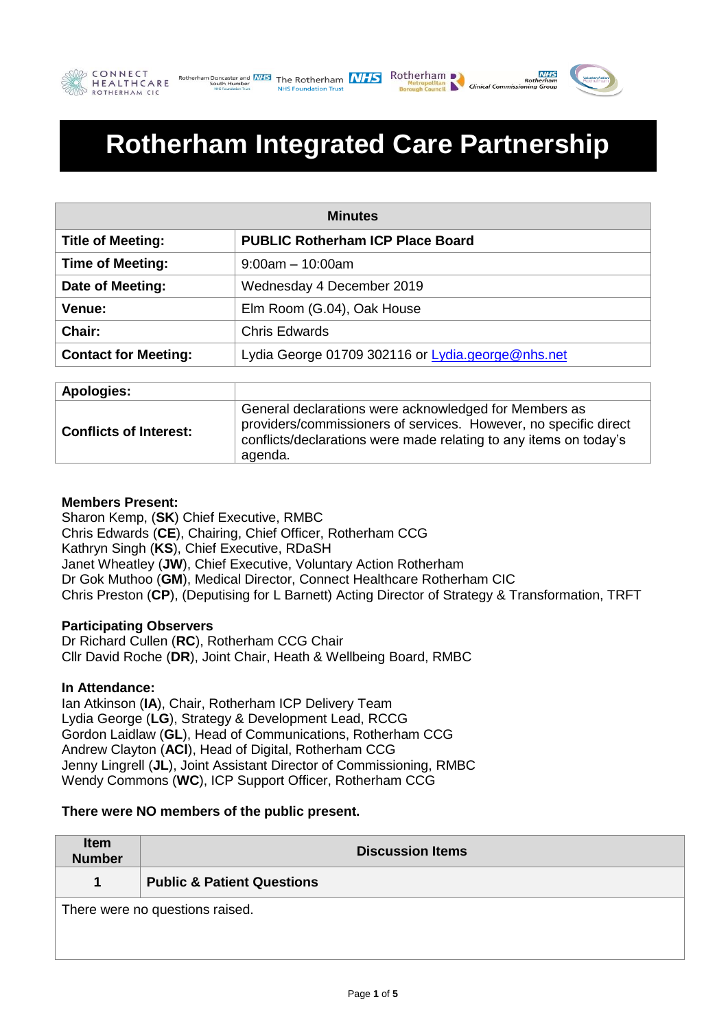# Rotherham Integrated Care Partnership

| Minutes | |
|---|---|
| **Title of Meeting:** | **PUBLIC Rotherham ICP Place Board** |
| **Time of Meeting:** | 9:00am – 10:00am |
| **Date of Meeting:** | Wednesday 4 December 2019 |
| **Venue:** | Elm Room (G.04), Oak House |
| **Chair:** | Chris Edwards |
| **Contact for Meeting:** | Lydia George 01709 302116 or Lydia.george@nhs.net |

| | |
|---|---|
| **Apologies:** | |
| **Conflicts of Interest:** | General declarations were acknowledged for Members as providers/commissioners of services. However, no specific direct conflicts/declarations were made relating to any items on today's agenda. |

**Members Present:**
Sharon Kemp, (**SK**) Chief Executive, RMBC
Chris Edwards (**CE**), Chairing, Chief Officer, Rotherham CCG
Kathryn Singh (**KS**), Chief Executive, RDaSH
Janet Wheatley (**JW**), Chief Executive, Voluntary Action Rotherham
Dr Gok Muthoo (**GM**), Medical Director, Connect Healthcare Rotherham CIC
Chris Preston (**CP**), (Deputising for L Barnett) Acting Director of Strategy & Transformation, TRFT

**Participating Observers**
Dr Richard Cullen (**RC**), Rotherham CCG Chair
Cllr David Roche (**DR**), Joint Chair, Heath & Wellbeing Board, RMBC

**In Attendance:**
Ian Atkinson (**IA**), Chair, Rotherham ICP Delivery Team
Lydia George (**LG**), Strategy & Development Lead, RCCG
Gordon Laidlaw (**GL**), Head of Communications, Rotherham CCG
Andrew Clayton (**ACl**), Head of Digital, Rotherham CCG
Jenny Lingrell (**JL**), Joint Assistant Director of Commissioning, RMBC
Wendy Commons (**WC**), ICP Support Officer, Rotherham CCG

**There were NO members of the public present.**

| Item Number | Discussion Items |
|---|---|
| **1** | **Public & Patient Questions** |
| There were no questions raised. | |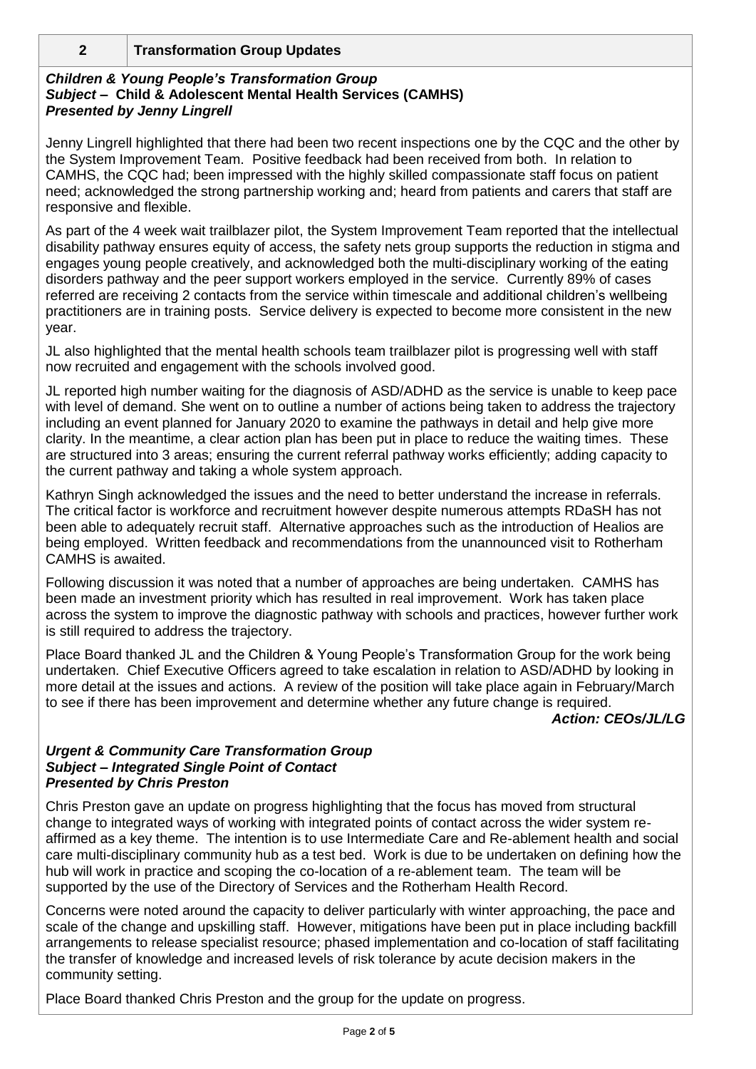## 2 Transformation Group Updates

***Children & Young People's Transformation Group***
***Subject –* Child & Adolescent Mental Health Services (CAMHS)**
***Presented by Jenny Lingrell***

Jenny Lingrell highlighted that there had been two recent inspections one by the CQC and the other by the System Improvement Team. Positive feedback had been received from both. In relation to CAMHS, the CQC had; been impressed with the highly skilled compassionate staff focus on patient need; acknowledged the strong partnership working and; heard from patients and carers that staff are responsive and flexible.

As part of the 4 week wait trailblazer pilot, the System Improvement Team reported that the intellectual disability pathway ensures equity of access, the safety nets group supports the reduction in stigma and engages young people creatively, and acknowledged both the multi-disciplinary working of the eating disorders pathway and the peer support workers employed in the service. Currently 89% of cases referred are receiving 2 contacts from the service within timescale and additional children's wellbeing practitioners are in training posts. Service delivery is expected to become more consistent in the new year.

JL also highlighted that the mental health schools team trailblazer pilot is progressing well with staff now recruited and engagement with the schools involved good.

JL reported high number waiting for the diagnosis of ASD/ADHD as the service is unable to keep pace with level of demand. She went on to outline a number of actions being taken to address the trajectory including an event planned for January 2020 to examine the pathways in detail and help give more clarity. In the meantime, a clear action plan has been put in place to reduce the waiting times. These are structured into 3 areas; ensuring the current referral pathway works efficiently; adding capacity to the current pathway and taking a whole system approach.

Kathryn Singh acknowledged the issues and the need to better understand the increase in referrals. The critical factor is workforce and recruitment however despite numerous attempts RDaSH has not been able to adequately recruit staff. Alternative approaches such as the introduction of Healios are being employed. Written feedback and recommendations from the unannounced visit to Rotherham CAMHS is awaited.

Following discussion it was noted that a number of approaches are being undertaken. CAMHS has been made an investment priority which has resulted in real improvement. Work has taken place across the system to improve the diagnostic pathway with schools and practices, however further work is still required to address the trajectory.

Place Board thanked JL and the Children & Young People's Transformation Group for the work being undertaken. Chief Executive Officers agreed to take escalation in relation to ASD/ADHD by looking in more detail at the issues and actions. A review of the position will take place again in February/March to see if there has been improvement and determine whether any future change is required.

***Action: CEOs/JL/LG***

***Urgent & Community Care Transformation Group***
***Subject – Integrated Single Point of Contact***
***Presented by Chris Preston***

Chris Preston gave an update on progress highlighting that the focus has moved from structural change to integrated ways of working with integrated points of contact across the wider system re-affirmed as a key theme. The intention is to use Intermediate Care and Re-ablement health and social care multi-disciplinary community hub as a test bed. Work is due to be undertaken on defining how the hub will work in practice and scoping the co-location of a re-ablement team. The team will be supported by the use of the Directory of Services and the Rotherham Health Record.

Concerns were noted around the capacity to deliver particularly with winter approaching, the pace and scale of the change and upskilling staff. However, mitigations have been put in place including backfill arrangements to release specialist resource; phased implementation and co-location of staff facilitating the transfer of knowledge and increased levels of risk tolerance by acute decision makers in the community setting.

Place Board thanked Chris Preston and the group for the update on progress.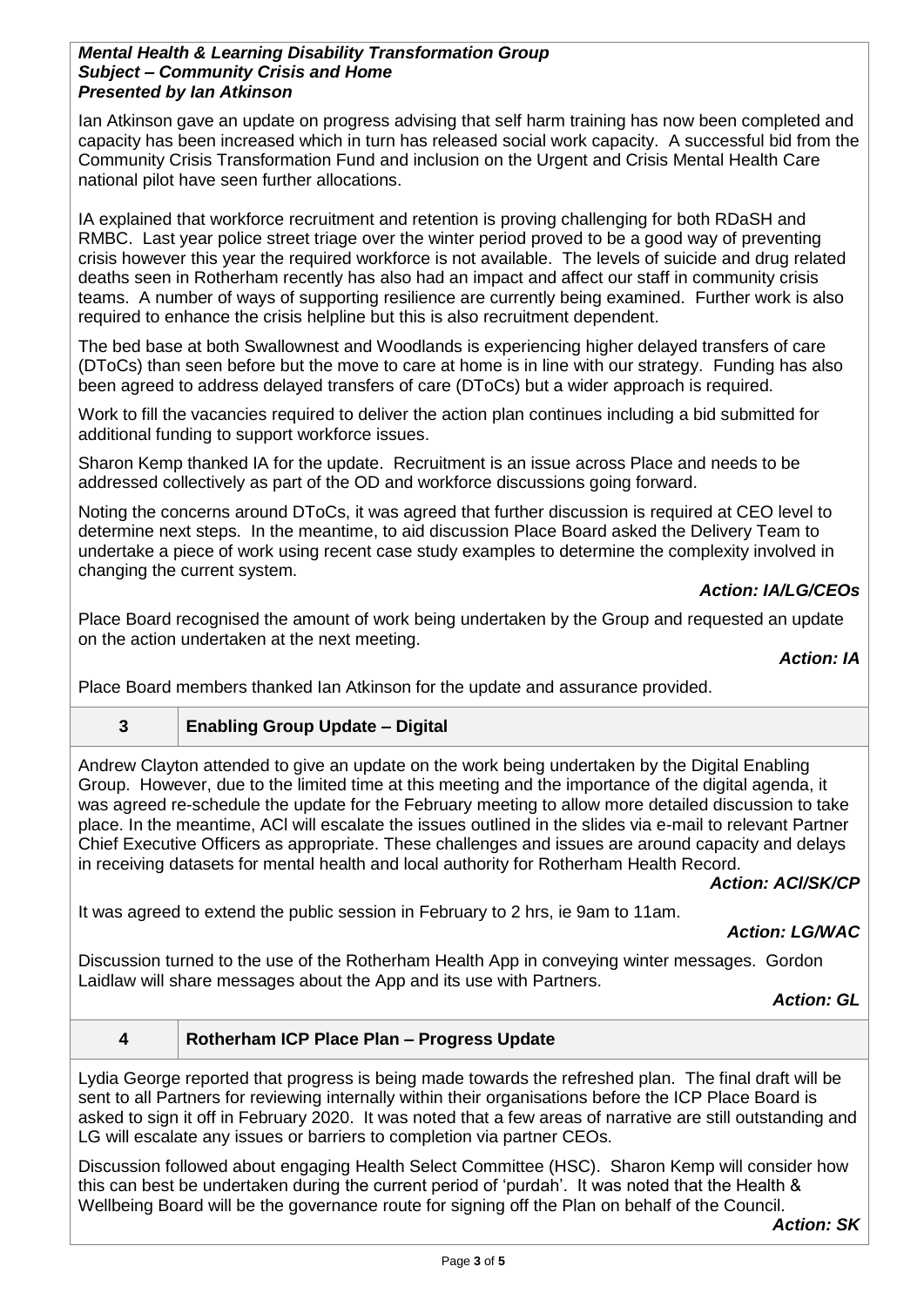***Mental Health & Learning Disability Transformation Group***
***Subject – Community Crisis and Home***
***Presented by Ian Atkinson***

Ian Atkinson gave an update on progress advising that self harm training has now been completed and capacity has been increased which in turn has released social work capacity. A successful bid from the Community Crisis Transformation Fund and inclusion on the Urgent and Crisis Mental Health Care national pilot have seen further allocations.

IA explained that workforce recruitment and retention is proving challenging for both RDaSH and RMBC. Last year police street triage over the winter period proved to be a good way of preventing crisis however this year the required workforce is not available. The levels of suicide and drug related deaths seen in Rotherham recently has also had an impact and affect our staff in community crisis teams. A number of ways of supporting resilience are currently being examined. Further work is also required to enhance the crisis helpline but this is also recruitment dependent.

The bed base at both Swallownest and Woodlands is experiencing higher delayed transfers of care (DToCs) than seen before but the move to care at home is in line with our strategy. Funding has also been agreed to address delayed transfers of care (DToCs) but a wider approach is required.

Work to fill the vacancies required to deliver the action plan continues including a bid submitted for additional funding to support workforce issues.

Sharon Kemp thanked IA for the update. Recruitment is an issue across Place and needs to be addressed collectively as part of the OD and workforce discussions going forward.

Noting the concerns around DToCs, it was agreed that further discussion is required at CEO level to determine next steps. In the meantime, to aid discussion Place Board asked the Delivery Team to undertake a piece of work using recent case study examples to determine the complexity involved in changing the current system.

***Action: IA/LG/CEOs***

Place Board recognised the amount of work being undertaken by the Group and requested an update on the action undertaken at the next meeting.

***Action: IA***

Place Board members thanked Ian Atkinson for the update and assurance provided.

## 3 Enabling Group Update – Digital

Andrew Clayton attended to give an update on the work being undertaken by the Digital Enabling Group. However, due to the limited time at this meeting and the importance of the digital agenda, it was agreed re-schedule the update for the February meeting to allow more detailed discussion to take place. In the meantime, ACl will escalate the issues outlined in the slides via e-mail to relevant Partner Chief Executive Officers as appropriate. These challenges and issues are around capacity and delays in receiving datasets for mental health and local authority for Rotherham Health Record.

***Action: ACl/SK/CP***

It was agreed to extend the public session in February to 2 hrs, ie 9am to 11am.

***Action: LG/WAC***

Discussion turned to the use of the Rotherham Health App in conveying winter messages. Gordon Laidlaw will share messages about the App and its use with Partners.

***Action: GL***

## 4 Rotherham ICP Place Plan – Progress Update

Lydia George reported that progress is being made towards the refreshed plan. The final draft will be sent to all Partners for reviewing internally within their organisations before the ICP Place Board is asked to sign it off in February 2020. It was noted that a few areas of narrative are still outstanding and LG will escalate any issues or barriers to completion via partner CEOs.

Discussion followed about engaging Health Select Committee (HSC). Sharon Kemp will consider how this can best be undertaken during the current period of 'purdah'. It was noted that the Health & Wellbeing Board will be the governance route for signing off the Plan on behalf of the Council.

***Action: SK***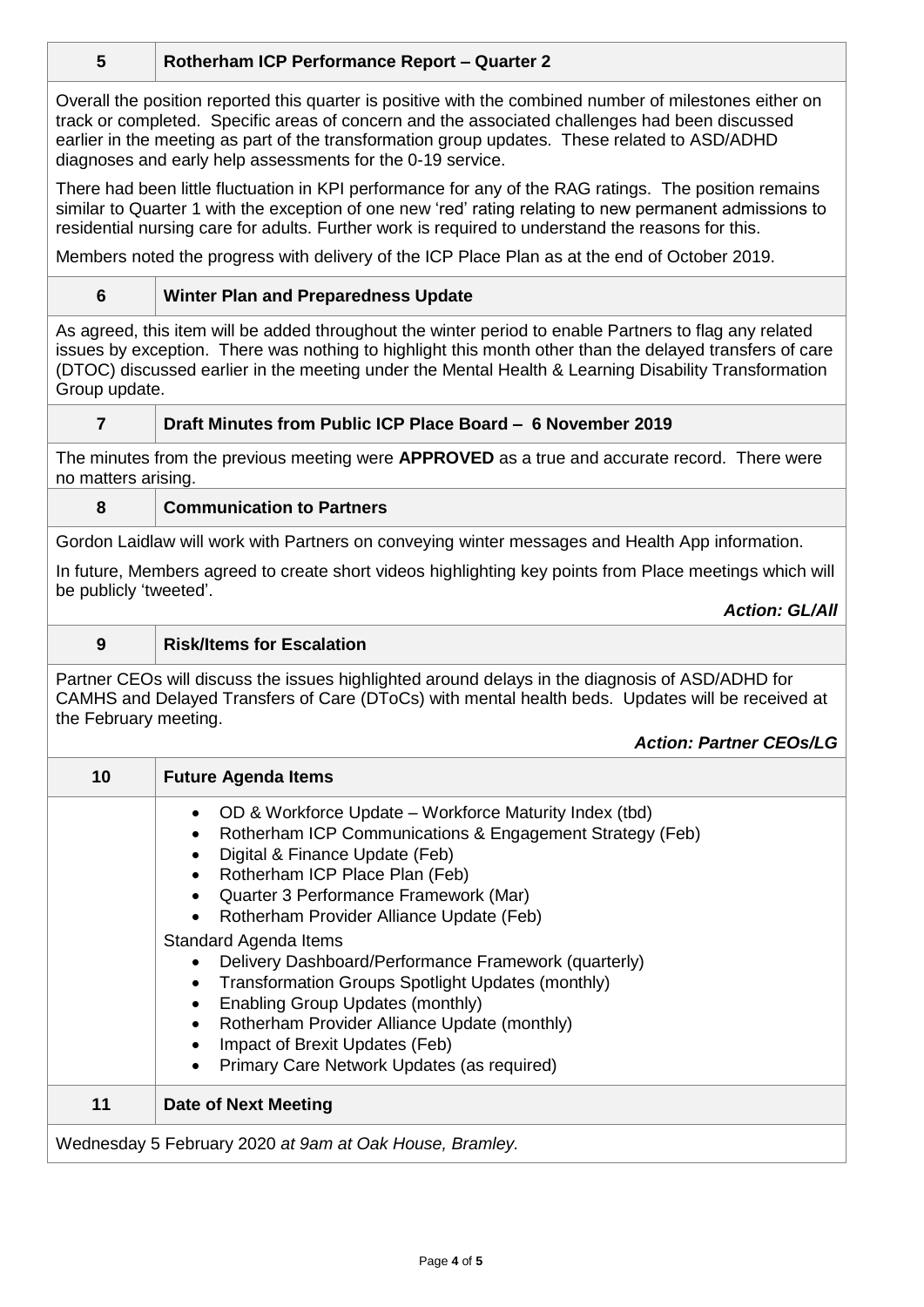## 5 Rotherham ICP Performance Report – Quarter 2

Overall the position reported this quarter is positive with the combined number of milestones either on track or completed. Specific areas of concern and the associated challenges had been discussed earlier in the meeting as part of the transformation group updates. These related to ASD/ADHD diagnoses and early help assessments for the 0-19 service.

There had been little fluctuation in KPI performance for any of the RAG ratings. The position remains similar to Quarter 1 with the exception of one new 'red' rating relating to new permanent admissions to residential nursing care for adults. Further work is required to understand the reasons for this.

Members noted the progress with delivery of the ICP Place Plan as at the end of October 2019.

## 6 Winter Plan and Preparedness Update

As agreed, this item will be added throughout the winter period to enable Partners to flag any related issues by exception. There was nothing to highlight this month other than the delayed transfers of care (DTOC) discussed earlier in the meeting under the Mental Health & Learning Disability Transformation Group update.

## 7 Draft Minutes from Public ICP Place Board – 6 November 2019

The minutes from the previous meeting were **APPROVED** as a true and accurate record. There were no matters arising.

## 8 Communication to Partners

Gordon Laidlaw will work with Partners on conveying winter messages and Health App information.

In future, Members agreed to create short videos highlighting key points from Place meetings which will be publicly 'tweeted'.

***Action: GL/All***

## 9 Risk/Items for Escalation

Partner CEOs will discuss the issues highlighted around delays in the diagnosis of ASD/ADHD for CAMHS and Delayed Transfers of Care (DToCs) with mental health beds. Updates will be received at the February meeting.

***Action: Partner CEOs/LG***

## 10 Future Agenda Items

- OD & Workforce Update – Workforce Maturity Index (tbd)
- Rotherham ICP Communications & Engagement Strategy (Feb)
- Digital & Finance Update (Feb)
- Rotherham ICP Place Plan (Feb)
- Quarter 3 Performance Framework (Mar)
- Rotherham Provider Alliance Update (Feb)

Standard Agenda Items

- Delivery Dashboard/Performance Framework (quarterly)
- Transformation Groups Spotlight Updates (monthly)
- Enabling Group Updates (monthly)
- Rotherham Provider Alliance Update (monthly)
- Impact of Brexit Updates (Feb)
- Primary Care Network Updates (as required)

## 11 Date of Next Meeting

Wednesday 5 February 2020 *at 9am at Oak House, Bramley.*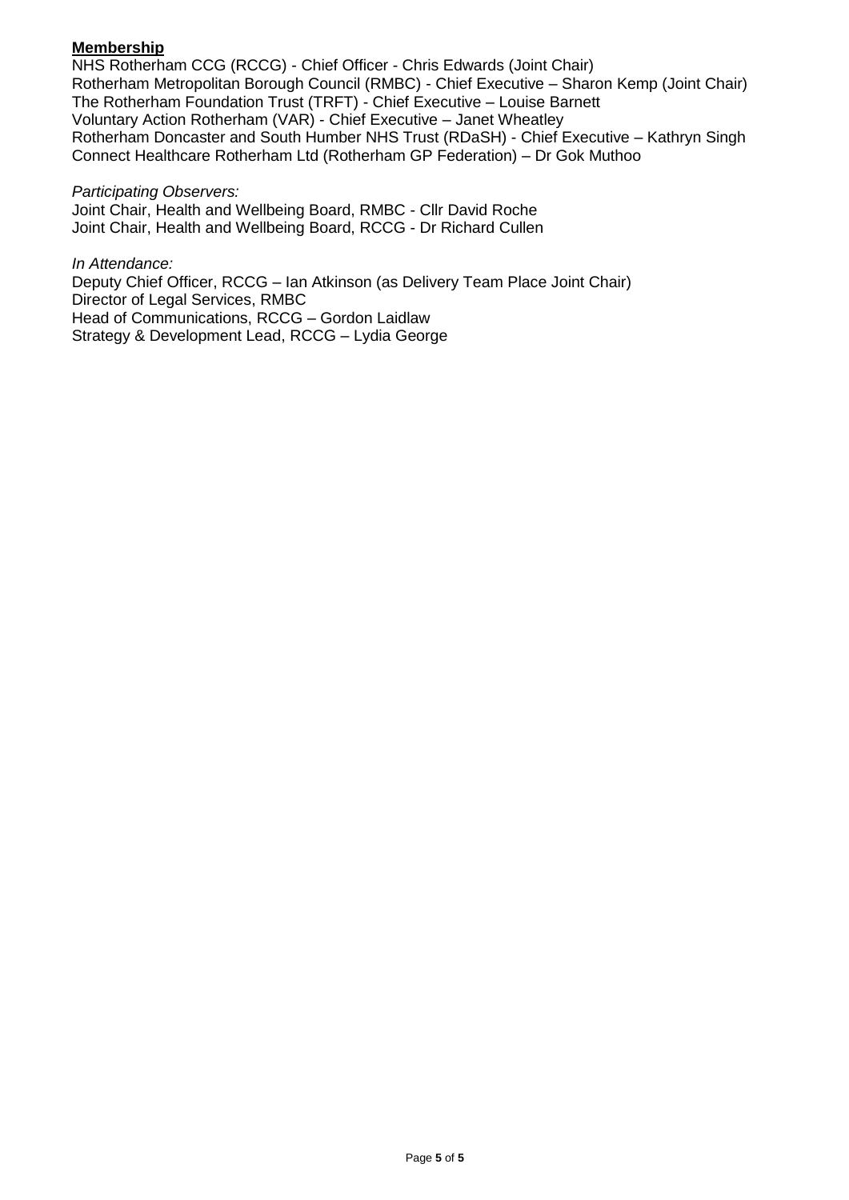**Membership**

NHS Rotherham CCG (RCCG) - Chief Officer - Chris Edwards (Joint Chair)
Rotherham Metropolitan Borough Council (RMBC) - Chief Executive – Sharon Kemp (Joint Chair)
The Rotherham Foundation Trust (TRFT) - Chief Executive – Louise Barnett
Voluntary Action Rotherham (VAR) - Chief Executive – Janet Wheatley
Rotherham Doncaster and South Humber NHS Trust (RDaSH) - Chief Executive – Kathryn Singh
Connect Healthcare Rotherham Ltd (Rotherham GP Federation) – Dr Gok Muthoo

*Participating Observers:*

Joint Chair, Health and Wellbeing Board, RMBC - Cllr David Roche
Joint Chair, Health and Wellbeing Board, RCCG - Dr Richard Cullen

*In Attendance:*

Deputy Chief Officer, RCCG – Ian Atkinson (as Delivery Team Place Joint Chair)
Director of Legal Services, RMBC
Head of Communications, RCCG – Gordon Laidlaw
Strategy & Development Lead, RCCG – Lydia George